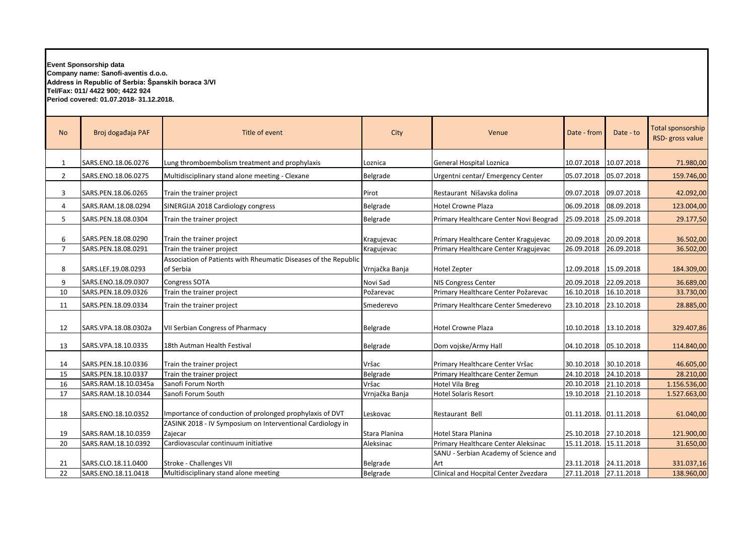**Event Sponsorship data**
**Company name: Sanofi-aventis d.o.o.**
**Address in Republic of Serbia: Španskih boraca 3/VI**
**Tel/Fax: 011/ 4422 900; 4422 924**
**Period covered: 01.07.2018- 31.12.2018.**

| No | Broj događaja PAF | Title of event | City | Venue | Date - from | Date - to | Total sponsorship RSD- gross value |
|---|---|---|---|---|---|---|---|
| 1 | SARS.ENO.18.06.0276 | Lung thromboembolism treatment and prophylaxis | Loznica | General Hospital Loznica | 10.07.2018 | 10.07.2018 | 71.980,00 |
| 2 | SARS.ENO.18.06.0275 | Multidisciplinary stand alone meeting - Clexane | Belgrade | Urgentni centar/ Emergency Center | 05.07.2018 | 05.07.2018 | 159.746,00 |
| 3 | SARS.PEN.18.06.0265 | Train the trainer project | Pirot | Restaurant Nišavska dolina | 09.07.2018 | 09.07.2018 | 42.092,00 |
| 4 | SARS.RAM.18.08.0294 | SINERGIJA 2018 Cardiology congress | Belgrade | Hotel Crowne Plaza | 06.09.2018 | 08.09.2018 | 123.004,00 |
| 5 | SARS.PEN.18.08.0304 | Train the trainer project | Belgrade | Primary Healthcare Center Novi Beograd | 25.09.2018 | 25.09.2018 | 29.177,50 |
| 6 | SARS.PEN.18.08.0290 | Train the trainer project | Kragujevac | Primary Healthcare Center Kragujevac | 20.09.2018 | 20.09.2018 | 36.502,00 |
| 7 | SARS.PEN.18.08.0291 | Train the trainer project | Kragujevac | Primary Healthcare Center Kragujevac | 26.09.2018 | 26.09.2018 | 36.502,00 |
| 8 | SARS.LEF.19.08.0293 | Association of Patients with Rheumatic Diseases of the Republic of Serbia | Vrnjačka Banja | Hotel Zepter | 12.09.2018 | 15.09.2018 | 184.309,00 |
| 9 | SARS.ENO.18.09.0307 | Congress SOTA | Novi Sad | NIS Congress Center | 20.09.2018 | 22.09.2018 | 36.689,00 |
| 10 | SARS.PEN.18.09.0326 | Train the trainer project | Požarevac | Primary Healthcare Center Požarevac | 16.10.2018 | 16.10.2018 | 33.730,00 |
| 11 | SARS.PEN.18.09.0334 | Train the trainer project | Smederevo | Primary Healthcare Center Smederevo | 23.10.2018 | 23.10.2018 | 28.885,00 |
| 12 | SARS.VPA.18.08.0302a | VII Serbian Congress of Pharmacy | Belgrade | Hotel Crowne Plaza | 10.10.2018 | 13.10.2018 | 329.407,86 |
| 13 | SARS.VPA.18.10.0335 | 18th Autman Health Festival | Belgrade | Dom vojske/Army Hall | 04.10.2018 | 05.10.2018 | 114.840,00 |
| 14 | SARS.PEN.18.10.0336 | Train the trainer project | Vršac | Primary Healthcare Center Vršac | 30.10.2018 | 30.10.2018 | 46.605,00 |
| 15 | SARS.PEN.18.10.0337 | Train the trainer project | Belgrade | Primary Healthcare Center Zemun | 24.10.2018 | 24.10.2018 | 28.210,00 |
| 16 | SARS.RAM.18.10.0345a | Sanofi Forum North | Vršac | Hotel Vila Breg | 20.10.2018 | 21.10.2018 | 1.156.536,00 |
| 17 | SARS.RAM.18.10.0344 | Sanofi Forum South | Vrnjačka Banja | Hotel Solaris Resort | 19.10.2018 | 21.10.2018 | 1.527.663,00 |
| 18 | SARS.ENO.18.10.0352 | Importance of conduction of prolonged prophylaxis of DVT | Leskovac | Restaurant Bell | 01.11.2018. | 01.11.2018 | 61.040,00 |
| 19 | SARS.RAM.18.10.0359 | ZASINK 2018 - IV Symposium on Interventional Cardiology in Zajecar | Stara Planina | Hotel Stara Planina | 25.10.2018 | 27.10.2018 | 121.900,00 |
| 20 | SARS.RAM.18.10.0392 | Cardiovascular continuum initiative | Aleksinac | Primary Healthcare Center Aleksinac | 15.11.2018. | 15.11.2018 | 31.650,00 |
| 21 | SARS.CLO.18.11.0400 | Stroke - Challenges VII | Belgrade | SANU - Serbian Academy of Science and Art | 23.11.2018 | 24.11.2018 | 331.037,16 |
| 22 | SARS.ENO.18.11.0418 | Multidisciplinary stand alone meeting | Belgrade | Clinical and Hocpital Center Zvezdara | 27.11.2018 | 27.11.2018 | 138.960,00 |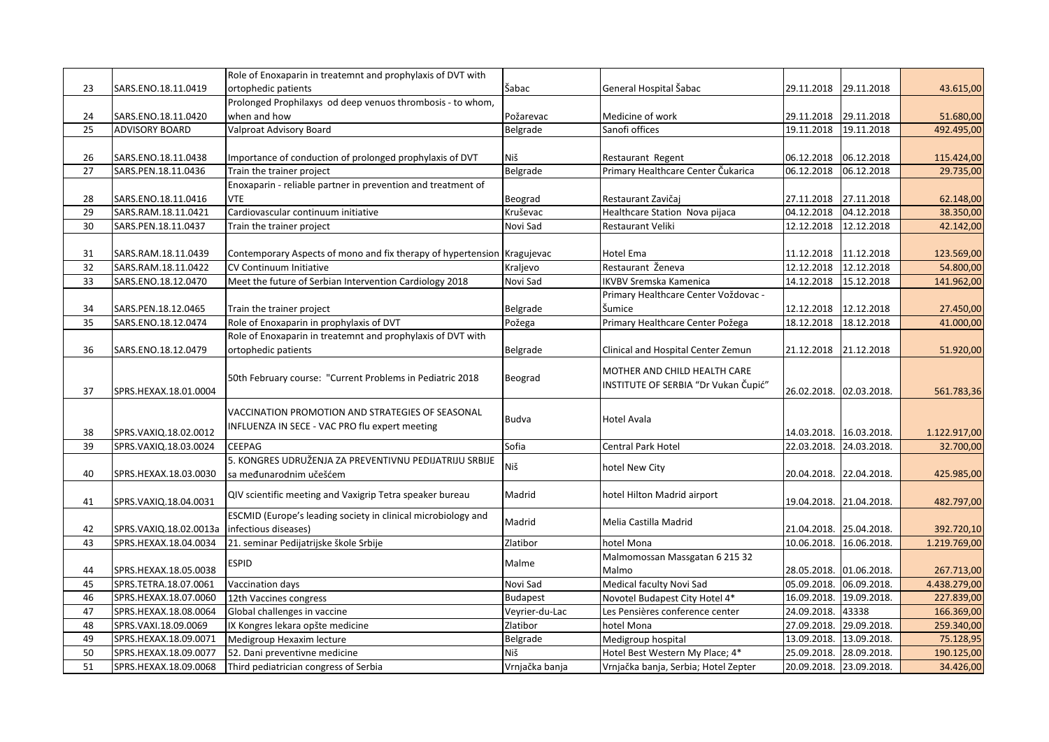| 23 | SARS.ENO.18.11.0419 | Role of Enoxaparin in treatemnt and prophylaxis of DVT with ortophedic patients | Šabac | General Hospital Šabac | 29.11.2018 | 29.11.2018 | 43.615,00 |
|---|---|---|---|---|---|---|---|
| 24 | SARS.ENO.18.11.0420 | Prolonged Prophilaxys od deep venuos thrombosis - to whom, when and how | Požarevac | Medicine of work | 29.11.2018 | 29.11.2018 | 51.680,00 |
| 25 | ADVISORY BOARD | Valproat Advisory Board | Belgrade | Sanofi offices | 19.11.2018 | 19.11.2018 | 492.495,00 |
| 26 | SARS.ENO.18.11.0438 | Importance of conduction of prolonged prophylaxis of DVT | Niš | Restaurant Regent | 06.12.2018 | 06.12.2018 | 115.424,00 |
| 27 | SARS.PEN.18.11.0436 | Train the trainer project | Belgrade | Primary Healthcare Center Čukarica | 06.12.2018 | 06.12.2018 | 29.735,00 |
| 28 | SARS.ENO.18.11.0416 | Enoxaparin - reliable partner in prevention and treatment of VTE | Beograd | Restaurant Zavičaj | 27.11.2018 | 27.11.2018 | 62.148,00 |
| 29 | SARS.RAM.18.11.0421 | Cardiovascular continuum initiative | Kruševac | Healthcare Station Nova pijaca | 04.12.2018 | 04.12.2018 | 38.350,00 |
| 30 | SARS.PEN.18.11.0437 | Train the trainer project | Novi Sad | Restaurant Veliki | 12.12.2018 | 12.12.2018 | 42.142,00 |
| 31 | SARS.RAM.18.11.0439 | Contemporary Aspects of mono and fix therapy of hypertension | Kragujevac | Hotel Ema | 11.12.2018 | 11.12.2018 | 123.569,00 |
| 32 | SARS.RAM.18.11.0422 | CV Continuum Initiative | Kraljevo | Restaurant Ženeva | 12.12.2018 | 12.12.2018 | 54.800,00 |
| 33 | SARS.ENO.18.12.0470 | Meet the future of Serbian Intervention Cardiology 2018 | Novi Sad | IKVBV Sremska Kamenica | 14.12.2018 | 15.12.2018 | 141.962,00 |
| 34 | SARS.PEN.18.12.0465 | Train the trainer project | Belgrade | Primary Healthcare Center Voždovac - Šumice | 12.12.2018 | 12.12.2018 | 27.450,00 |
| 35 | SARS.ENO.18.12.0474 | Role of Enoxaparin in prophylaxis of DVT | Požega | Primary Healthcare Center Požega | 18.12.2018 | 18.12.2018 | 41.000,00 |
| 36 | SARS.ENO.18.12.0479 | Role of Enoxaparin in treatemnt and prophylaxis of DVT with ortophedic patients | Belgrade | Clinical and Hospital Center Zemun | 21.12.2018 | 21.12.2018 | 51.920,00 |
| 37 | SPRS.HEXAX.18.01.0004 | 50th February course: "Current Problems in Pediatric 2018 | Beograd | MOTHER AND CHILD HEALTH CARE INSTITUTE OF SERBIA "Dr Vukan Čupić" | 26.02.2018. | 02.03.2018. | 561.783,36 |
| 38 | SPRS.VAXIQ.18.02.0012 | VACCINATION PROMOTION AND STRATEGIES OF SEASONAL INFLUENZA IN SECE - VAC PRO flu expert meeting | Budva | Hotel Avala | 14.03.2018. | 16.03.2018. | 1.122.917,00 |
| 39 | SPRS.VAXIQ.18.03.0024 | CEEPAG | Sofia | Central Park Hotel | 22.03.2018. | 24.03.2018. | 32.700,00 |
| 40 | SPRS.HEXAX.18.03.0030 | 5. KONGRES UDRUŽENJA ZA PREVENTIVNU PEDIJATRIJU SRBIJE sa međunarodnim učešćem | Niš | hotel New City | 20.04.2018. | 22.04.2018. | 425.985,00 |
| 41 | SPRS.VAXIQ.18.04.0031 | QIV scientific meeting and Vaxigrip Tetra speaker bureau | Madrid | hotel Hilton Madrid airport | 19.04.2018. | 21.04.2018. | 482.797,00 |
| 42 | SPRS.VAXIQ.18.02.0013a | ESCMID (Europe's leading society in clinical microbiology and infectious diseases) | Madrid | Melia Castilla Madrid | 21.04.2018. | 25.04.2018. | 392.720,10 |
| 43 | SPRS.HEXAX.18.04.0034 | 21. seminar Pedijatrijske škole Srbije | Zlatibor | hotel Mona | 10.06.2018. | 16.06.2018. | 1.219.769,00 |
| 44 | SPRS.HEXAX.18.05.0038 | ESPID | Malme | Malmomossan Massgatan 6 215 32 Malmo | 28.05.2018. | 01.06.2018. | 267.713,00 |
| 45 | SPRS.TETRA.18.07.0061 | Vaccination days | Novi Sad | Medical faculty Novi Sad | 05.09.2018. | 06.09.2018. | 4.438.279,00 |
| 46 | SPRS.HEXAX.18.07.0060 | 12th Vaccines congress | Budapest | Novotel Budapest City Hotel 4* | 16.09.2018. | 19.09.2018. | 227.839,00 |
| 47 | SPRS.HEXAX.18.08.0064 | Global challenges in vaccine | Veyrier-du-Lac | Les Pensières conference center | 24.09.2018. | 43338 | 166.369,00 |
| 48 | SPRS.VAXI.18.09.0069 | IX Kongres lekara opšte medicine | Zlatibor | hotel Mona | 27.09.2018. | 29.09.2018. | 259.340,00 |
| 49 | SPRS.HEXAX.18.09.0071 | Medigroup Hexaxim lecture | Belgrade | Medigroup hospital | 13.09.2018. | 13.09.2018. | 75.128,95 |
| 50 | SPRS.HEXAX.18.09.0077 | 52. Dani preventivne medicine | Niš | Hotel Best Western My Place; 4* | 25.09.2018. | 28.09.2018. | 190.125,00 |
| 51 | SPRS.HEXAX.18.09.0068 | Third pediatrician congress of Serbia | Vrnjačka banja | Vrnjačka banja, Serbia; Hotel Zepter | 20.09.2018. | 23.09.2018. | 34.426,00 |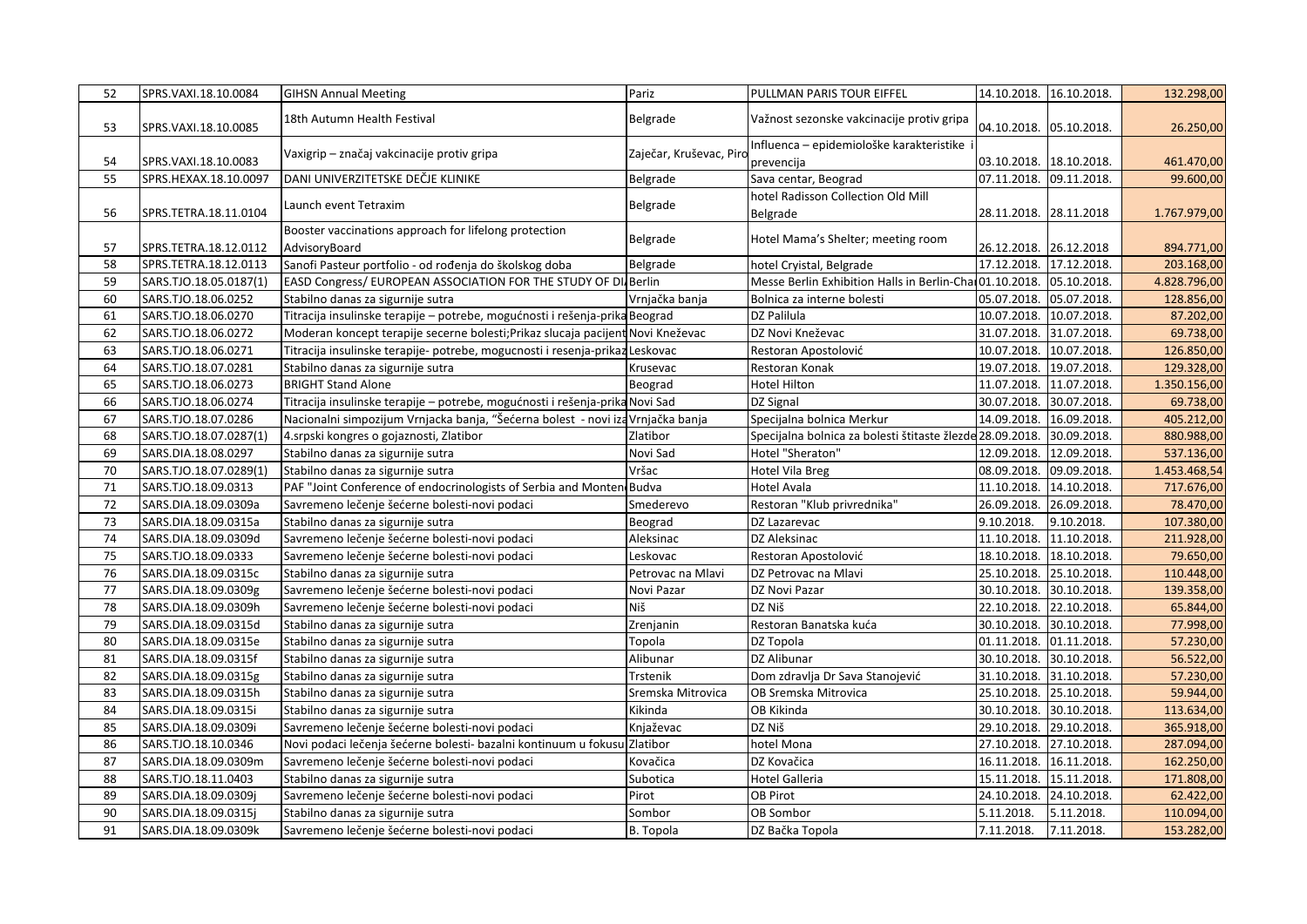| 52 | SPRS.VAXI.18.10.0084 | GIHSN Annual Meeting | Pariz | PULLMAN PARIS TOUR EIFFEL | 14.10.2018. | 16.10.2018. | 132.298,00 |
|---|---|---|---|---|---|---|---|
| 53 | SPRS.VAXI.18.10.0085 | 18th Autumn Health Festival | Belgrade | Važnost sezonske vakcinacije protiv gripa | 04.10.2018. | 05.10.2018. | 26.250,00 |
| 54 | SPRS.VAXI.18.10.0083 | Vaxigrip – značaj vakcinacije protiv gripa | Zaječar, Kruševac, Piro | Influenca – epidemiološke karakteristike i prevencija | 03.10.2018. | 18.10.2018. | 461.470,00 |
| 55 | SPRS.HEXAX.18.10.0097 | DANI UNIVERZITETSKE DEČJE KLINIKE | Belgrade | Sava centar, Beograd | 07.11.2018. | 09.11.2018. | 99.600,00 |
| 56 | SPRS.TETRA.18.11.0104 | Launch event Tetraxim | Belgrade | hotel Radisson Collection Old Mill Belgrade | 28.11.2018. | 28.11.2018 | 1.767.979,00 |
| 57 | SPRS.TETRA.18.12.0112 | Booster vaccinations approach for lifelong protection AdvisoryBoard | Belgrade | Hotel Mama's Shelter; meeting room | 26.12.2018. | 26.12.2018 | 894.771,00 |
| 58 | SPRS.TETRA.18.12.0113 | Sanofi Pasteur portfolio - od rođenja do školskog doba | Belgrade | hotel Cryistal, Belgrade | 17.12.2018. | 17.12.2018. | 203.168,00 |
| 59 | SARS.TJO.18.05.0187(1) | EASD Congress/ EUROPEAN ASSOCIATION FOR THE STUDY OF DI | Berlin | Messe Berlin Exhibition Halls in Berlin-Cha | 01.10.2018. | 05.10.2018. | 4.828.796,00 |
| 60 | SARS.TJO.18.06.0252 | Stabilno danas za sigurnije sutra | Vrnjačka banja | Bolnica za interne bolesti | 05.07.2018. | 05.07.2018. | 128.856,00 |
| 61 | SARS.TJO.18.06.0270 | Titracija insulinske terapije – potrebe, mogućnosti i rešenja-prika | Beograd | DZ Palilula | 10.07.2018. | 10.07.2018. | 87.202,00 |
| 62 | SARS.TJO.18.06.0272 | Moderan koncept terapije secerne bolesti;Prikaz slucaja pacijent | Novi Kneževac | DZ Novi Kneževac | 31.07.2018. | 31.07.2018. | 69.738,00 |
| 63 | SARS.TJO.18.06.0271 | Titracija insulinske terapije- potrebe, mogucnosti i resenja-prikaz | Leskovac | Restoran Apostolović | 10.07.2018. | 10.07.2018. | 126.850,00 |
| 64 | SARS.TJO.18.07.0281 | Stabilno danas za sigurnije sutra | Krusevac | Restoran Konak | 19.07.2018. | 19.07.2018. | 129.328,00 |
| 65 | SARS.TJO.18.06.0273 | BRIGHT Stand Alone | Beograd | Hotel Hilton | 11.07.2018. | 11.07.2018. | 1.350.156,00 |
| 66 | SARS.TJO.18.06.0274 | Titracija insulinske terapije – potrebe, mogućnosti i rešenja-prika | Novi Sad | DZ Signal | 30.07.2018. | 30.07.2018. | 69.738,00 |
| 67 | SARS.TJO.18.07.0286 | Nacionalni simpozijum Vrnjacka banja, "Šećerna bolest - novi iza | Vrnjačka banja | Specijalna bolnica Merkur | 14.09.2018. | 16.09.2018. | 405.212,00 |
| 68 | SARS.TJO.18.07.0287(1) | 4.srpski kongres o gojaznosti, Zlatibor | Zlatibor | Specijalna bolnica za bolesti štitaste žlezde | 28.09.2018. | 30.09.2018. | 880.988,00 |
| 69 | SARS.DIA.18.08.0297 | Stabilno danas za sigurnije sutra | Novi Sad | Hotel "Sheraton" | 12.09.2018. | 12.09.2018. | 537.136,00 |
| 70 | SARS.TJO.18.07.0289(1) | Stabilno danas za sigurnije sutra | Vršac | Hotel Vila Breg | 08.09.2018. | 09.09.2018. | 1.453.468,54 |
| 71 | SARS.TJO.18.09.0313 | PAF "Joint Conference of endocrinologists of Serbia and Monten | Budva | Hotel Avala | 11.10.2018. | 14.10.2018. | 717.676,00 |
| 72 | SARS.DIA.18.09.0309a | Savremeno lečenje šećerne bolesti-novi podaci | Smederevo | Restoran "Klub privrednika" | 26.09.2018. | 26.09.2018. | 78.470,00 |
| 73 | SARS.DIA.18.09.0315a | Stabilno danas za sigurnije sutra | Beograd | DZ Lazarevac | 9.10.2018. | 9.10.2018. | 107.380,00 |
| 74 | SARS.DIA.18.09.0309d | Savremeno lečenje šećerne bolesti-novi podaci | Aleksinac | DZ Aleksinac | 11.10.2018. | 11.10.2018. | 211.928,00 |
| 75 | SARS.TJO.18.09.0333 | Savremeno lečenje šećerne bolesti-novi podaci | Leskovac | Restoran Apostolović | 18.10.2018. | 18.10.2018. | 79.650,00 |
| 76 | SARS.DIA.18.09.0315c | Stabilno danas za sigurnije sutra | Petrovac na Mlavi | DZ Petrovac na Mlavi | 25.10.2018. | 25.10.2018. | 110.448,00 |
| 77 | SARS.DIA.18.09.0309g | Savremeno lečenje šećerne bolesti-novi podaci | Novi Pazar | DZ Novi Pazar | 30.10.2018. | 30.10.2018. | 139.358,00 |
| 78 | SARS.DIA.18.09.0309h | Savremeno lečenje šećerne bolesti-novi podaci | Niš | DZ Niš | 22.10.2018. | 22.10.2018. | 65.844,00 |
| 79 | SARS.DIA.18.09.0315d | Stabilno danas za sigurnije sutra | Zrenjanin | Restoran Banatska kuća | 30.10.2018. | 30.10.2018. | 77.998,00 |
| 80 | SARS.DIA.18.09.0315e | Stabilno danas za sigurnije sutra | Topola | DZ Topola | 01.11.2018. | 01.11.2018. | 57.230,00 |
| 81 | SARS.DIA.18.09.0315f | Stabilno danas za sigurnije sutra | Alibunar | DZ Alibunar | 30.10.2018. | 30.10.2018. | 56.522,00 |
| 82 | SARS.DIA.18.09.0315g | Stabilno danas za sigurnije sutra | Trstenik | Dom zdravlja Dr Sava Stanojević | 31.10.2018. | 31.10.2018. | 57.230,00 |
| 83 | SARS.DIA.18.09.0315h | Stabilno danas za sigurnije sutra | Sremska Mitrovica | OB Sremska Mitrovica | 25.10.2018. | 25.10.2018. | 59.944,00 |
| 84 | SARS.DIA.18.09.0315i | Stabilno danas za sigurnije sutra | Kikinda | OB Kikinda | 30.10.2018. | 30.10.2018. | 113.634,00 |
| 85 | SARS.DIA.18.09.0309i | Savremeno lečenje šećerne bolesti-novi podaci | Knjaževac | DZ Niš | 29.10.2018. | 29.10.2018. | 365.918,00 |
| 86 | SARS.TJO.18.10.0346 | Novi podaci lečenja šećerne bolesti- bazalni kontinuum u fokusu | Zlatibor | hotel Mona | 27.10.2018. | 27.10.2018. | 287.094,00 |
| 87 | SARS.DIA.18.09.0309m | Savremeno lečenje šećerne bolesti-novi podaci | Kovačica | DZ Kovačica | 16.11.2018. | 16.11.2018. | 162.250,00 |
| 88 | SARS.TJO.18.11.0403 | Stabilno danas za sigurnije sutra | Subotica | Hotel Galleria | 15.11.2018. | 15.11.2018. | 171.808,00 |
| 89 | SARS.DIA.18.09.0309j | Savremeno lečenje šećerne bolesti-novi podaci | Pirot | OB Pirot | 24.10.2018. | 24.10.2018. | 62.422,00 |
| 90 | SARS.DIA.18.09.0315j | Stabilno danas za sigurnije sutra | Sombor | OB Sombor | 5.11.2018. | 5.11.2018. | 110.094,00 |
| 91 | SARS.DIA.18.09.0309k | Savremeno lečenje šećerne bolesti-novi podaci | B. Topola | DZ Bačka Topola | 7.11.2018. | 7.11.2018. | 153.282,00 |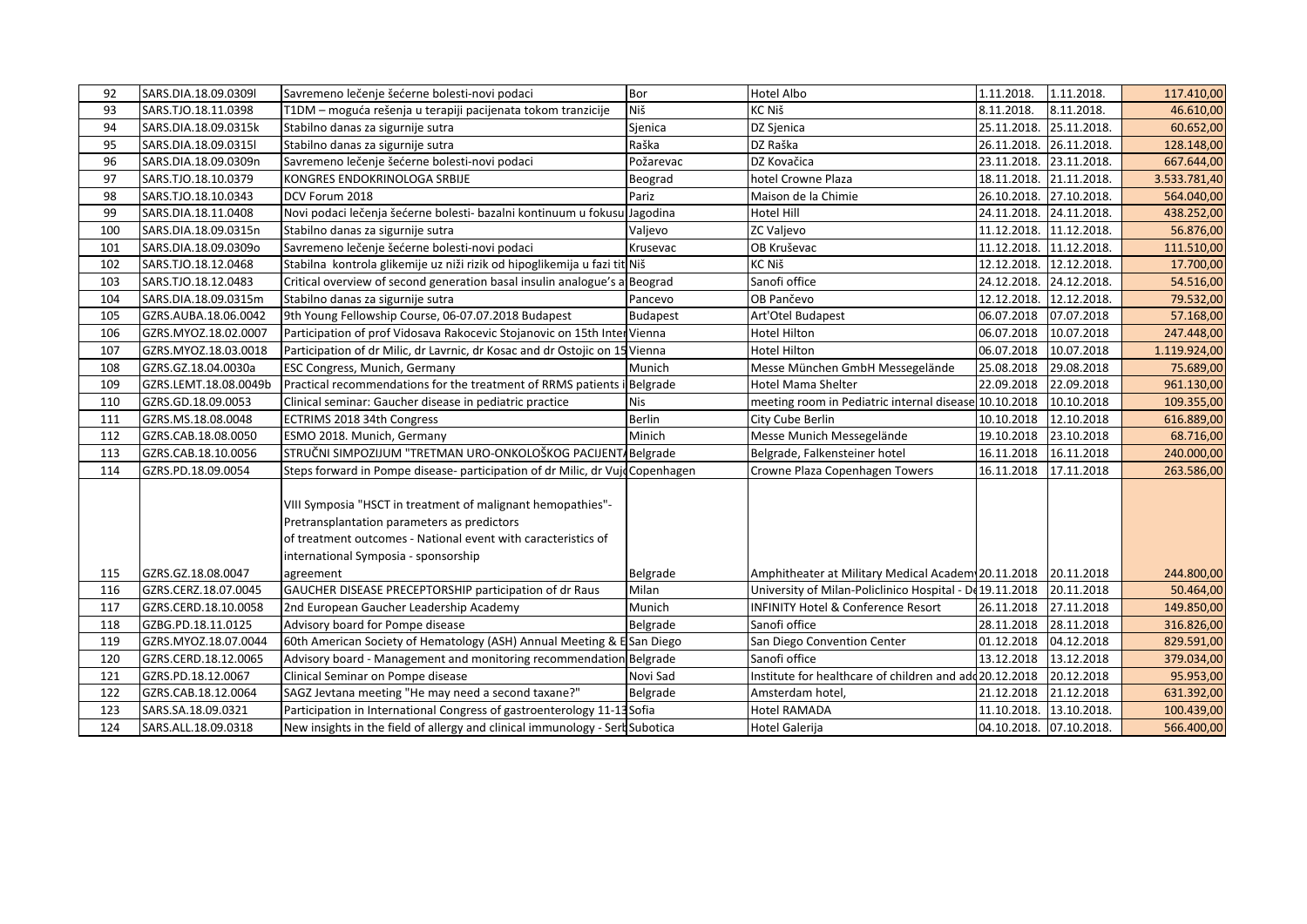| | | | | | | | |
|---|---|---|---|---|---|---|---|
| 92 | SARS.DIA.18.09.0309l | Savremeno lečenje šećerne bolesti-novi podaci | Bor | Hotel Albo | 1.11.2018. | 1.11.2018. | 117.410,00 |
| 93 | SARS.TJO.18.11.0398 | T1DM – moguća rešenja u terapiji pacijenata tokom tranzicije | Niš | KC Niš | 8.11.2018. | 8.11.2018. | 46.610,00 |
| 94 | SARS.DIA.18.09.0315k | Stabilno danas za sigurnije sutra | Sjenica | DZ Sjenica | 25.11.2018. | 25.11.2018. | 60.652,00 |
| 95 | SARS.DIA.18.09.0315l | Stabilno danas za sigurnije sutra | Raška | DZ Raška | 26.11.2018. | 26.11.2018. | 128.148,00 |
| 96 | SARS.DIA.18.09.0309n | Savremeno lečenje šećerne bolesti-novi podaci | Požarevac | DZ Kovačica | 23.11.2018. | 23.11.2018. | 667.644,00 |
| 97 | SARS.TJO.18.10.0379 | KONGRES ENDOKRINOLOGA SRBIJE | Beograd | hotel Crowne Plaza | 18.11.2018. | 21.11.2018. | 3.533.781,40 |
| 98 | SARS.TJO.18.10.0343 | DCV Forum 2018 | Pariz | Maison de la Chimie | 26.10.2018. | 27.10.2018. | 564.040,00 |
| 99 | SARS.DIA.18.11.0408 | Novi podaci lečenja šećerne bolesti- bazalni kontinuum u fokusu | Jagodina | Hotel Hill | 24.11.2018. | 24.11.2018. | 438.252,00 |
| 100 | SARS.DIA.18.09.0315n | Stabilno danas za sigurnije sutra | Valjevo | ZC Valjevo | 11.12.2018. | 11.12.2018. | 56.876,00 |
| 101 | SARS.DIA.18.09.0309o | Savremeno lečenje šećerne bolesti-novi podaci | Krusevac | OB Kruševac | 11.12.2018. | 11.12.2018. | 111.510,00 |
| 102 | SARS.TJO.18.12.0468 | Stabilna kontrola glikemije uz niži rizik od hipoglikemija u fazi tit | Niš | KC Niš | 12.12.2018. | 12.12.2018. | 17.700,00 |
| 103 | SARS.TJO.18.12.0483 | Critical overview of second generation basal insulin analogue's a | Beograd | Sanofi office | 24.12.2018. | 24.12.2018. | 54.516,00 |
| 104 | SARS.DIA.18.09.0315m | Stabilno danas za sigurnije sutra | Pancevo | OB Pančevo | 12.12.2018. | 12.12.2018. | 79.532,00 |
| 105 | GZRS.AUBA.18.06.0042 | 9th Young Fellowship Course, 06-07.07.2018 Budapest | Budapest | Art'Otel Budapest | 06.07.2018 | 07.07.2018 | 57.168,00 |
| 106 | GZRS.MYOZ.18.02.0007 | Participation of prof Vidosava Rakocevic Stojanovic on 15th Inter | Vienna | Hotel Hilton | 06.07.2018 | 10.07.2018 | 247.448,00 |
| 107 | GZRS.MYOZ.18.03.0018 | Participation of dr Milic, dr Lavrnic, dr Kosac and dr Ostojic on 15 | Vienna | Hotel Hilton | 06.07.2018 | 10.07.2018 | 1.119.924,00 |
| 108 | GZRS.GZ.18.04.0030a | ESC Congress, Munich, Germany | Munich | Messe München GmbH Messegelände | 25.08.2018 | 29.08.2018 | 75.689,00 |
| 109 | GZRS.LEMT.18.08.0049b | Practical recommendations for the treatment of RRMS patients i | Belgrade | Hotel Mama Shelter | 22.09.2018 | 22.09.2018 | 961.130,00 |
| 110 | GZRS.GD.18.09.0053 | Clinical seminar: Gaucher disease in pediatric practice | Nis | meeting room in Pediatric internal disease | 10.10.2018 | 10.10.2018 | 109.355,00 |
| 111 | GZRS.MS.18.08.0048 | ECTRIMS 2018 34th Congress | Berlin | City Cube Berlin | 10.10.2018 | 12.10.2018 | 616.889,00 |
| 112 | GZRS.CAB.18.08.0050 | ESMO 2018. Munich, Germany | Minich | Messe Munich Messegelände | 19.10.2018 | 23.10.2018 | 68.716,00 |
| 113 | GZRS.CAB.18.10.0056 | STRUČNI SIMPOZIJUM "TRETMAN URO-ONKOLOŠKOG PACIJENTA | Belgrade | Belgrade, Falkensteiner hotel | 16.11.2018 | 16.11.2018 | 240.000,00 |
| 114 | GZRS.PD.18.09.0054 | Steps forward in Pompe disease- participation of dr Milic, dr Vujo | Copenhagen | Crowne Plaza Copenhagen Towers | 16.11.2018 | 17.11.2018 | 263.586,00 |
| 115 | GZRS.GZ.18.08.0047 | VIII Symposia "HSCT in treatment of malignant hemopathies"- Pretransplantation parameters as predictors of treatment outcomes - National event with caracteristics of international Symposia - sponsorship agreement | Belgrade | Amphitheater at Military Medical Academy | 20.11.2018 | 20.11.2018 | 244.800,00 |
| 116 | GZRS.CERZ.18.07.0045 | GAUCHER DISEASE PRECEPTORSHIP participation of dr Raus | Milan | University of Milan-Policlinico Hospital - De | 19.11.2018 | 20.11.2018 | 50.464,00 |
| 117 | GZRS.CERD.18.10.0058 | 2nd European Gaucher Leadership Academy | Munich | INFINITY Hotel & Conference Resort | 26.11.2018 | 27.11.2018 | 149.850,00 |
| 118 | GZBG.PD.18.11.0125 | Advisory board for Pompe disease | Belgrade | Sanofi office | 28.11.2018 | 28.11.2018 | 316.826,00 |
| 119 | GZRS.MYOZ.18.07.0044 | 60th American Society of Hematology (ASH) Annual Meeting & E | San Diego | San Diego Convention Center | 01.12.2018 | 04.12.2018 | 829.591,00 |
| 120 | GZRS.CERD.18.12.0065 | Advisory board - Management and monitoring recommendation | Belgrade | Sanofi office | 13.12.2018 | 13.12.2018 | 379.034,00 |
| 121 | GZRS.PD.18.12.0067 | Clinical Seminar on Pompe disease | Novi Sad | Institute for healthcare of children and ado | 20.12.2018 | 20.12.2018 | 95.953,00 |
| 122 | GZRS.CAB.18.12.0064 | SAGZ Jevtana meeting "He may need a second taxane?" | Belgrade | Amsterdam hotel, | 21.12.2018 | 21.12.2018 | 631.392,00 |
| 123 | SARS.SA.18.09.0321 | Participation in International Congress of gastroenterology 11-13 | Sofia | Hotel RAMADA | 11.10.2018. | 13.10.2018. | 100.439,00 |
| 124 | SARS.ALL.18.09.0318 | New insights in the field of allergy and clinical immunology - Serb | Subotica | Hotel Galerija | 04.10.2018. | 07.10.2018. | 566.400,00 |